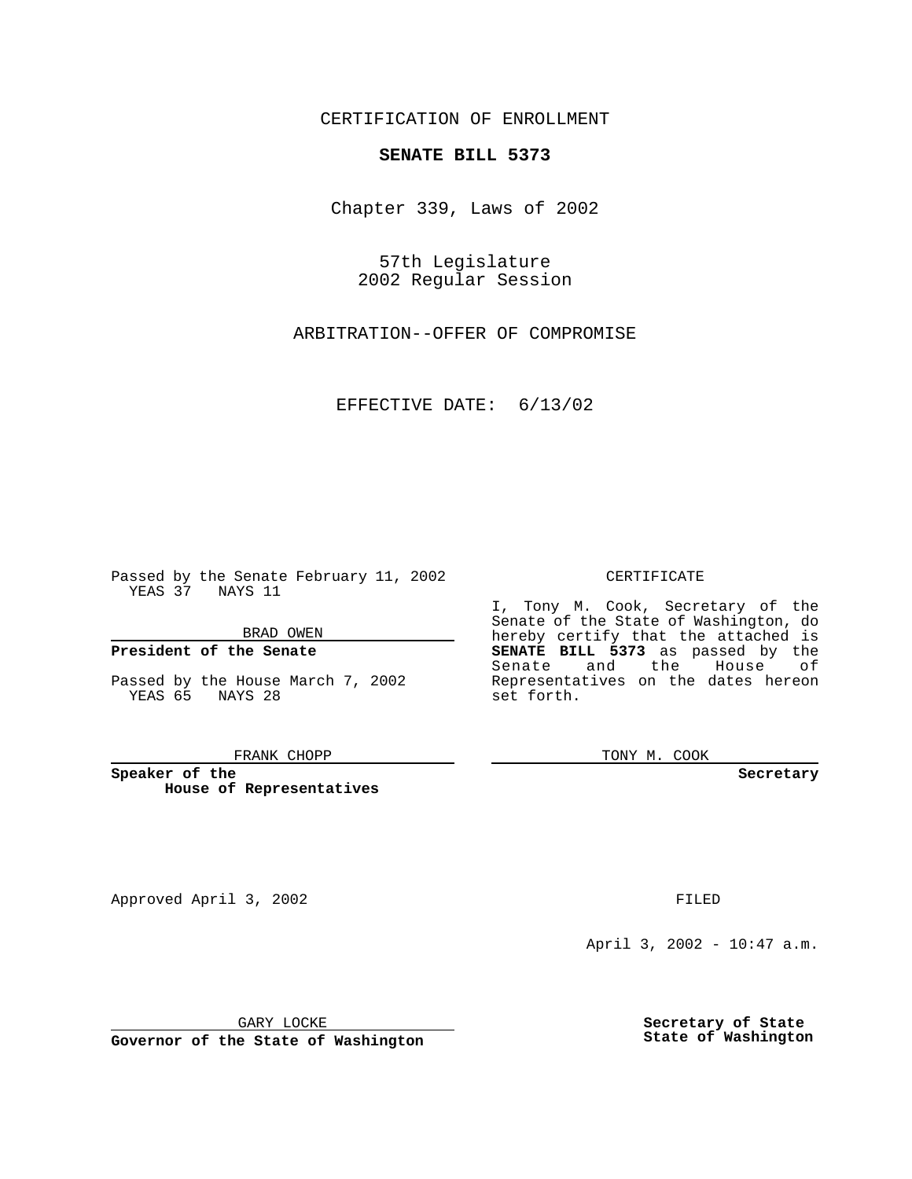CERTIFICATION OF ENROLLMENT

**SENATE BILL 5373**

Chapter 339, Laws of 2002

57th Legislature
2002 Regular Session

ARBITRATION--OFFER OF COMPROMISE

EFFECTIVE DATE: 6/13/02

Passed by the Senate February 11, 2002
YEAS 37 NAYS 11

BRAD OWEN

**President of the Senate**

Passed by the House March 7, 2002
YEAS 65 NAYS 28

FRANK CHOPP

**Speaker of the House of Representatives**

CERTIFICATE

I, Tony M. Cook, Secretary of the Senate of the State of Washington, do hereby certify that the attached is **SENATE BILL 5373** as passed by the Senate and the House of Representatives on the dates hereon set forth.

TONY M. COOK

**Secretary**

Approved April 3, 2002

FILED

April 3, 2002 - 10:47 a.m.

GARY LOCKE

**Governor of the State of Washington**

**Secretary of State State of Washington**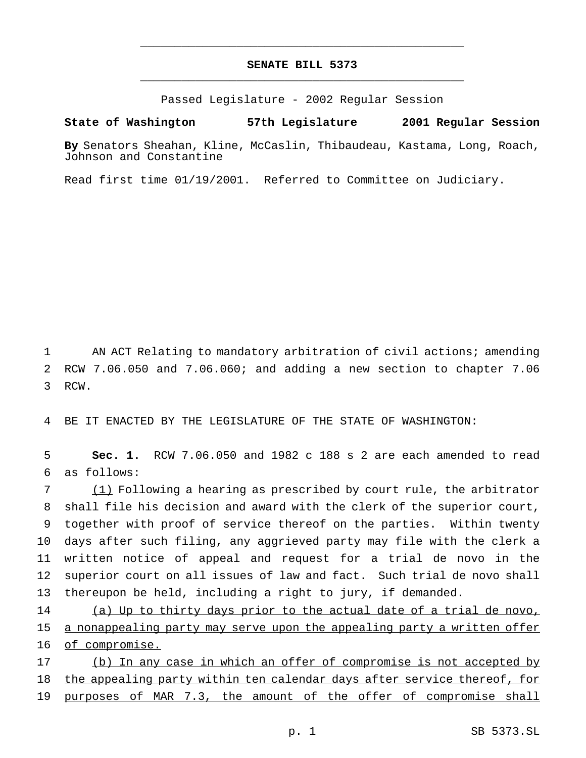# SENATE BILL 5373

Passed Legislature - 2002 Regular Session

**State of Washington 57th Legislature 2001 Regular Session**

**By** Senators Sheahan, Kline, McCaslin, Thibaudeau, Kastama, Long, Roach, Johnson and Constantine

Read first time 01/19/2001. Referred to Committee on Judiciary.

1 AN ACT Relating to mandatory arbitration of civil actions; amending
2 RCW 7.06.050 and 7.06.060; and adding a new section to chapter 7.06
3 RCW.

4 BE IT ENACTED BY THE LEGISLATURE OF THE STATE OF WASHINGTON:

5 **Sec. 1.** RCW 7.06.050 and 1982 c 188 s 2 are each amended to read
6 as follows:

7 <u>(1)</u> Following a hearing as prescribed by court rule, the arbitrator
8 shall file his decision and award with the clerk of the superior court,
9 together with proof of service thereof on the parties. Within twenty
10 days after such filing, any aggrieved party may file with the clerk a
11 written notice of appeal and request for a trial de novo in the
12 superior court on all issues of law and fact. Such trial de novo shall
13 thereupon be held, including a right to jury, if demanded.

14 <u>(a) Up to thirty days prior to the actual date of a trial de novo,</u>
15 <u>a nonappealing party may serve upon the appealing party a written offer</u>
16 <u>of compromise.</u>

17 <u>(b) In any case in which an offer of compromise is not accepted by</u>
18 <u>the appealing party within ten calendar days after service thereof, for</u>
19 <u>purposes of MAR 7.3, the amount of the offer of compromise shall</u>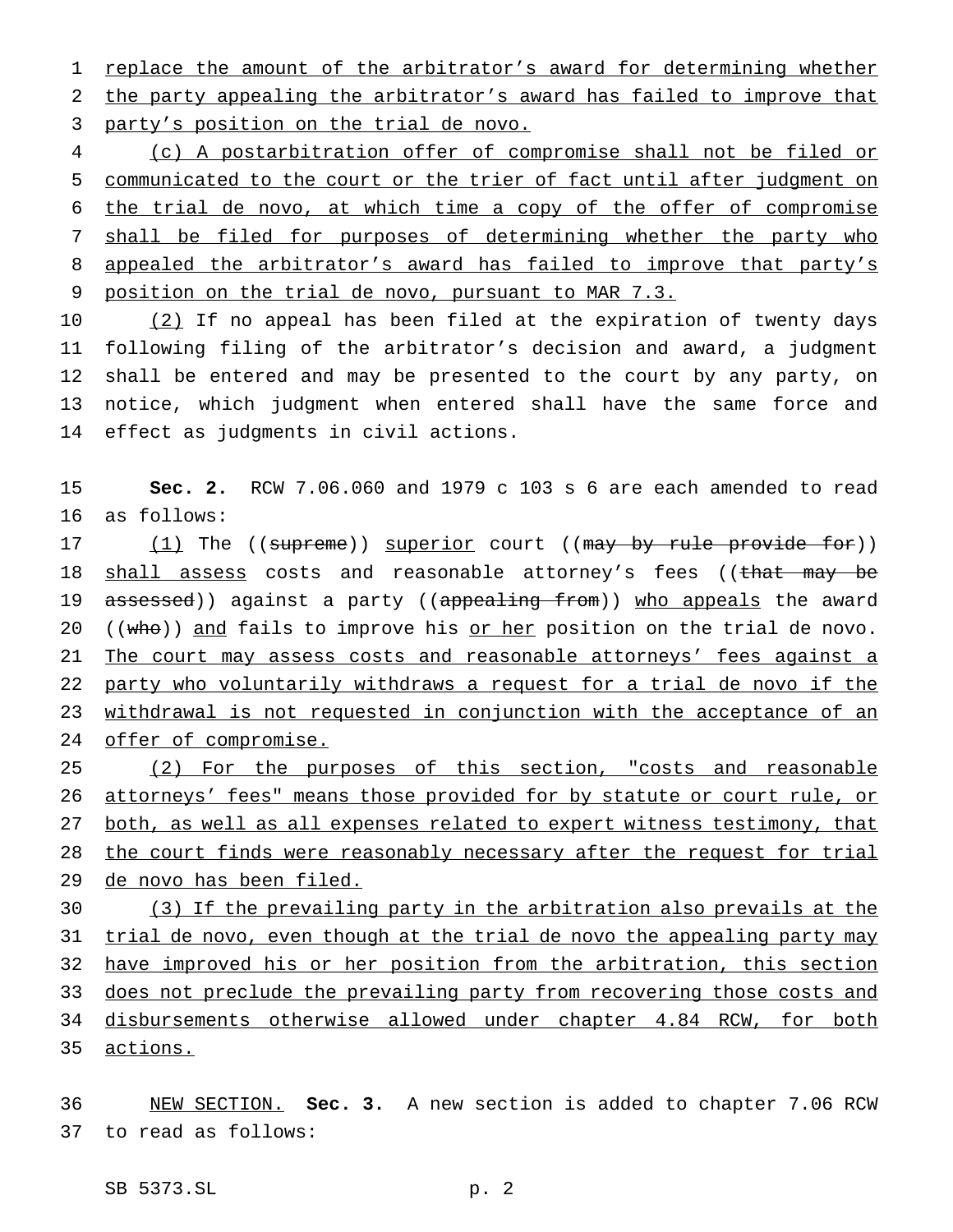replace the amount of the arbitrator's award for determining whether the party appealing the arbitrator's award has failed to improve that party's position on the trial de novo.

(c) A postarbitration offer of compromise shall not be filed or communicated to the court or the trier of fact until after judgment on the trial de novo, at which time a copy of the offer of compromise shall be filed for purposes of determining whether the party who appealed the arbitrator's award has failed to improve that party's position on the trial de novo, pursuant to MAR 7.3.

(2) If no appeal has been filed at the expiration of twenty days following filing of the arbitrator's decision and award, a judgment shall be entered and may be presented to the court by any party, on notice, which judgment when entered shall have the same force and effect as judgments in civil actions.

**Sec. 2.** RCW 7.06.060 and 1979 c 103 s 6 are each amended to read as follows:

(1) The ((~~supreme~~)) superior court ((~~may by rule provide for~~)) shall assess costs and reasonable attorney's fees ((~~that may be assessed~~)) against a party ((~~appealing from~~)) who appeals the award ((~~who~~)) and fails to improve his or her position on the trial de novo. The court may assess costs and reasonable attorneys' fees against a party who voluntarily withdraws a request for a trial de novo if the withdrawal is not requested in conjunction with the acceptance of an offer of compromise.

(2) For the purposes of this section, "costs and reasonable attorneys' fees" means those provided for by statute or court rule, or both, as well as all expenses related to expert witness testimony, that the court finds were reasonably necessary after the request for trial de novo has been filed.

(3) If the prevailing party in the arbitration also prevails at the trial de novo, even though at the trial de novo the appealing party may have improved his or her position from the arbitration, this section does not preclude the prevailing party from recovering those costs and disbursements otherwise allowed under chapter 4.84 RCW, for both actions.

NEW SECTION. **Sec. 3.** A new section is added to chapter 7.06 RCW to read as follows: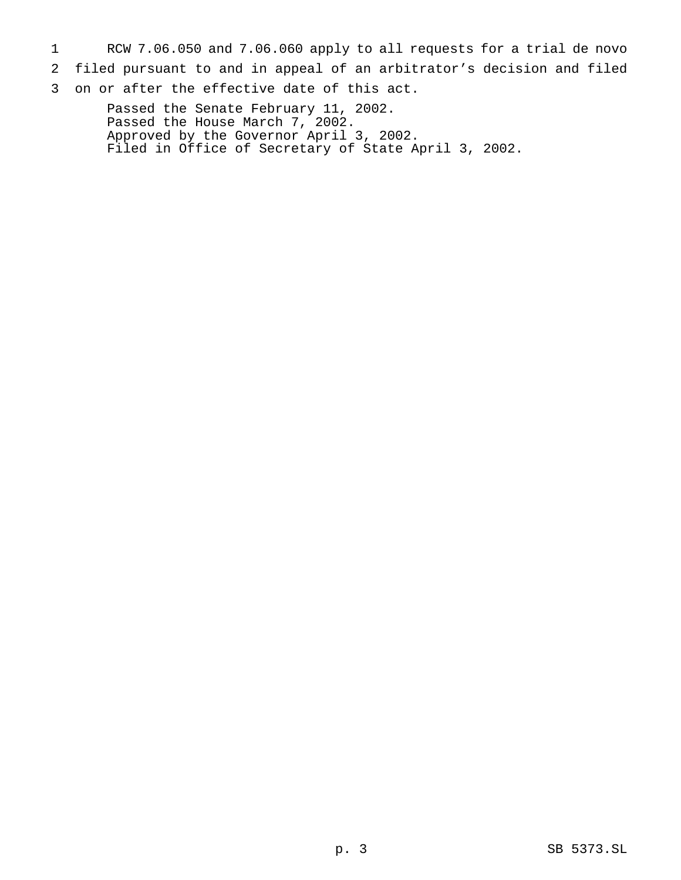RCW 7.06.050 and 7.06.060 apply to all requests for a trial de novo filed pursuant to and in appeal of an arbitrator's decision and filed on or after the effective date of this act.

Passed the Senate February 11, 2002.
Passed the House March 7, 2002.
Approved by the Governor April 3, 2002.
Filed in Office of Secretary of State April 3, 2002.